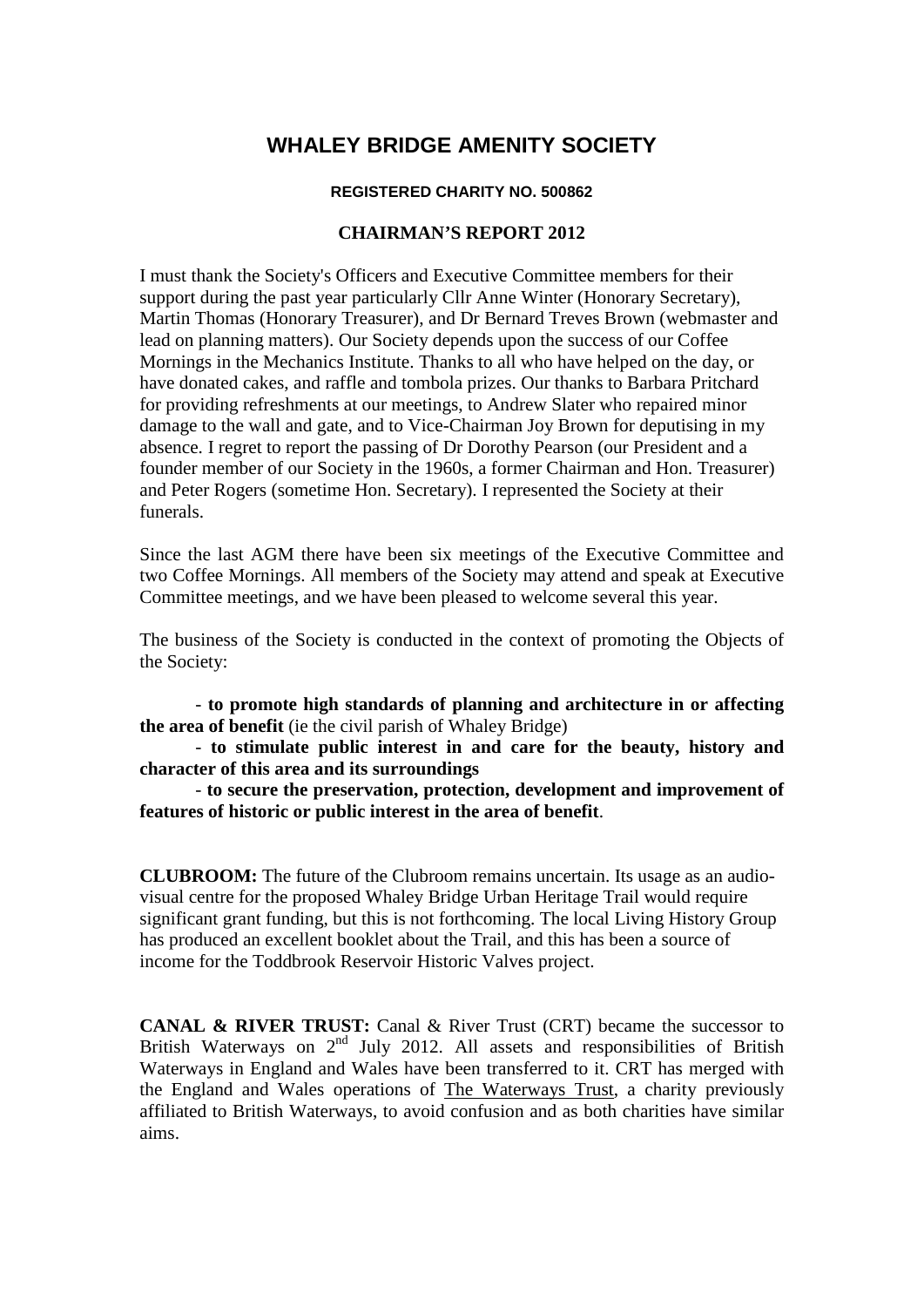# WHALEY BRIDGE AMENITY SOCIETY

**REGISTERED CHARITY NO. 500862**

## CHAIRMAN'S REPORT 2012

I must thank the Society's Officers and Executive Committee members for their support during the past year particularly Cllr Anne Winter (Honorary Secretary), Martin Thomas (Honorary Treasurer), and Dr Bernard Treves Brown (webmaster and lead on planning matters). Our Society depends upon the success of our Coffee Mornings in the Mechanics Institute. Thanks to all who have helped on the day, or have donated cakes, and raffle and tombola prizes. Our thanks to Barbara Pritchard for providing refreshments at our meetings, to Andrew Slater who repaired minor damage to the wall and gate, and to Vice-Chairman Joy Brown for deputising in my absence. I regret to report the passing of Dr Dorothy Pearson (our President and a founder member of our Society in the 1960s, a former Chairman and Hon. Treasurer) and Peter Rogers (sometime Hon. Secretary). I represented the Society at their funerals.

Since the last AGM there have been six meetings of the Executive Committee and two Coffee Mornings. All members of the Society may attend and speak at Executive Committee meetings, and we have been pleased to welcome several this year.

The business of the Society is conducted in the context of promoting the Objects of the Society:

- **to promote high standards of planning and architecture in or affecting the area of benefit** (ie the civil parish of Whaley Bridge)
- **to stimulate public interest in and care for the beauty, history and character of this area and its surroundings**
- **to secure the preservation, protection, development and improvement of features of historic or public interest in the area of benefit**.

**CLUBROOM:** The future of the Clubroom remains uncertain. Its usage as an audio-visual centre for the proposed Whaley Bridge Urban Heritage Trail would require significant grant funding, but this is not forthcoming. The local Living History Group has produced an excellent booklet about the Trail, and this has been a source of income for the Toddbrook Reservoir Historic Valves project.

**CANAL & RIVER TRUST:** Canal & River Trust (CRT) became the successor to British Waterways on 2nd July 2012. All assets and responsibilities of British Waterways in England and Wales have been transferred to it. CRT has merged with the England and Wales operations of The Waterways Trust, a charity previously affiliated to British Waterways, to avoid confusion and as both charities have similar aims.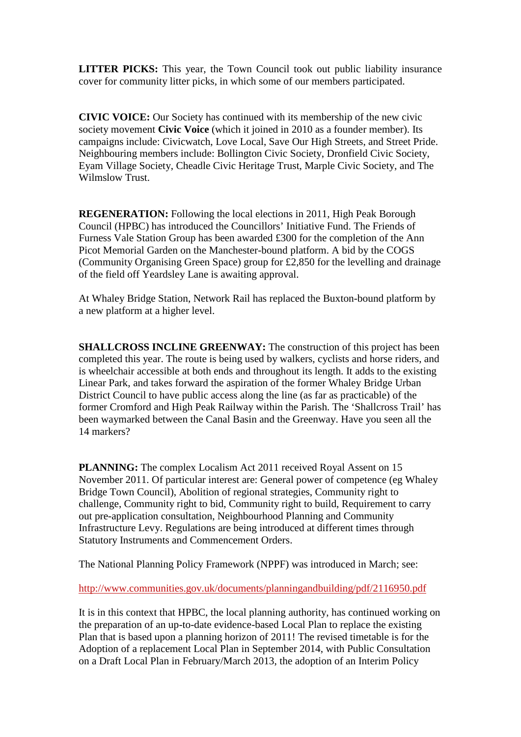**LITTER PICKS:** This year, the Town Council took out public liability insurance cover for community litter picks, in which some of our members participated.

**CIVIC VOICE:** Our Society has continued with its membership of the new civic society movement **Civic Voice** (which it joined in 2010 as a founder member). Its campaigns include: Civicwatch, Love Local, Save Our High Streets, and Street Pride. Neighbouring members include: Bollington Civic Society, Dronfield Civic Society, Eyam Village Society, Cheadle Civic Heritage Trust, Marple Civic Society, and The Wilmslow Trust.

**REGENERATION:** Following the local elections in 2011, High Peak Borough Council (HPBC) has introduced the Councillors' Initiative Fund. The Friends of Furness Vale Station Group has been awarded £300 for the completion of the Ann Picot Memorial Garden on the Manchester-bound platform. A bid by the COGS (Community Organising Green Space) group for £2,850 for the levelling and drainage of the field off Yeardsley Lane is awaiting approval.

At Whaley Bridge Station, Network Rail has replaced the Buxton-bound platform by a new platform at a higher level.

**SHALLCROSS INCLINE GREENWAY:** The construction of this project has been completed this year. The route is being used by walkers, cyclists and horse riders, and is wheelchair accessible at both ends and throughout its length. It adds to the existing Linear Park, and takes forward the aspiration of the former Whaley Bridge Urban District Council to have public access along the line (as far as practicable) of the former Cromford and High Peak Railway within the Parish. The 'Shallcross Trail' has been waymarked between the Canal Basin and the Greenway. Have you seen all the 14 markers?

**PLANNING:** The complex Localism Act 2011 received Royal Assent on 15 November 2011. Of particular interest are: General power of competence (eg Whaley Bridge Town Council), Abolition of regional strategies, Community right to challenge, Community right to bid, Community right to build, Requirement to carry out pre-application consultation, Neighbourhood Planning and Community Infrastructure Levy. Regulations are being introduced at different times through Statutory Instruments and Commencement Orders.

The National Planning Policy Framework (NPPF) was introduced in March; see:

http://www.communities.gov.uk/documents/planningandbuilding/pdf/2116950.pdf

It is in this context that HPBC, the local planning authority, has continued working on the preparation of an up-to-date evidence-based Local Plan to replace the existing Plan that is based upon a planning horizon of 2011! The revised timetable is for the Adoption of a replacement Local Plan in September 2014, with Public Consultation on a Draft Local Plan in February/March 2013, the adoption of an Interim Policy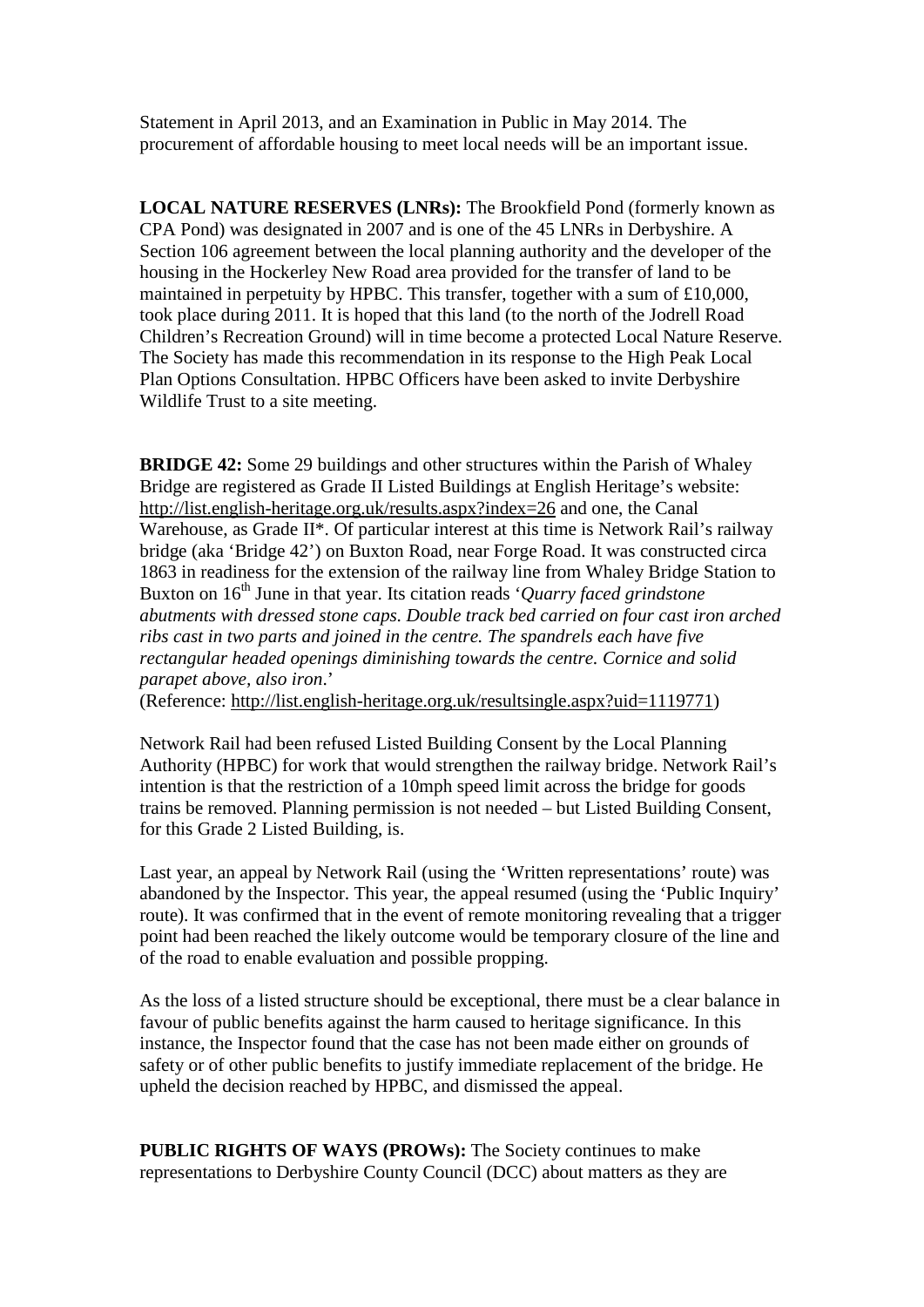Statement in April 2013, and an Examination in Public in May 2014. The procurement of affordable housing to meet local needs will be an important issue.

**LOCAL NATURE RESERVES (LNRs):** The Brookfield Pond (formerly known as CPA Pond) was designated in 2007 and is one of the 45 LNRs in Derbyshire. A Section 106 agreement between the local planning authority and the developer of the housing in the Hockerley New Road area provided for the transfer of land to be maintained in perpetuity by HPBC. This transfer, together with a sum of £10,000, took place during 2011. It is hoped that this land (to the north of the Jodrell Road Children's Recreation Ground) will in time become a protected Local Nature Reserve. The Society has made this recommendation in its response to the High Peak Local Plan Options Consultation. HPBC Officers have been asked to invite Derbyshire Wildlife Trust to a site meeting.

**BRIDGE 42:** Some 29 buildings and other structures within the Parish of Whaley Bridge are registered as Grade II Listed Buildings at English Heritage's website: http://list.english-heritage.org.uk/results.aspx?index=26 and one, the Canal Warehouse, as Grade II*. Of particular interest at this time is Network Rail's railway bridge (aka 'Bridge 42') on Buxton Road, near Forge Road. It was constructed circa 1863 in readiness for the extension of the railway line from Whaley Bridge Station to Buxton on 16th June in that year. Its citation reads '*Quarry faced grindstone abutments with dressed stone caps. Double track bed carried on four cast iron arched ribs cast in two parts and joined in the centre. The spandrels each have five rectangular headed openings diminishing towards the centre. Cornice and solid parapet above, also iron*.'
(Reference: http://list.english-heritage.org.uk/resultsingle.aspx?uid=1119771)

Network Rail had been refused Listed Building Consent by the Local Planning Authority (HPBC) for work that would strengthen the railway bridge. Network Rail's intention is that the restriction of a 10mph speed limit across the bridge for goods trains be removed. Planning permission is not needed – but Listed Building Consent, for this Grade 2 Listed Building, is.

Last year, an appeal by Network Rail (using the 'Written representations' route) was abandoned by the Inspector. This year, the appeal resumed (using the 'Public Inquiry' route). It was confirmed that in the event of remote monitoring revealing that a trigger point had been reached the likely outcome would be temporary closure of the line and of the road to enable evaluation and possible propping.

As the loss of a listed structure should be exceptional, there must be a clear balance in favour of public benefits against the harm caused to heritage significance. In this instance, the Inspector found that the case has not been made either on grounds of safety or of other public benefits to justify immediate replacement of the bridge. He upheld the decision reached by HPBC, and dismissed the appeal.

**PUBLIC RIGHTS OF WAYS (PROWs):** The Society continues to make representations to Derbyshire County Council (DCC) about matters as they are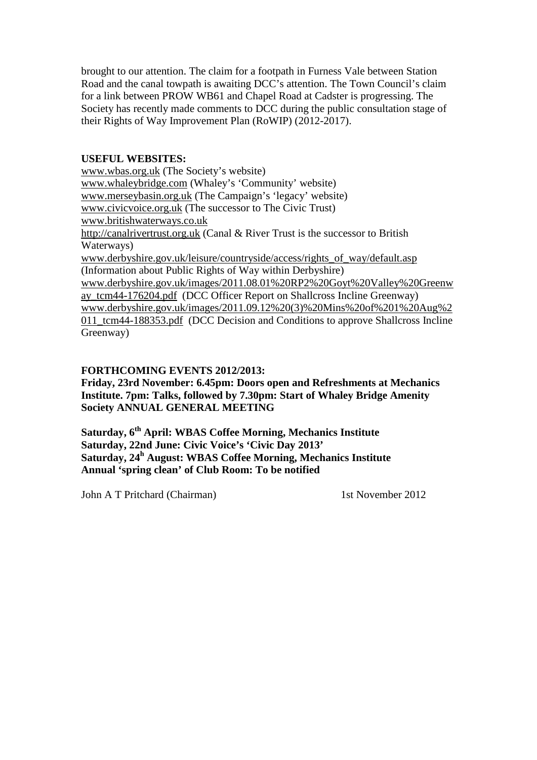brought to our attention. The claim for a footpath in Furness Vale between Station Road and the canal towpath is awaiting DCC's attention. The Town Council's claim for a link between PROW WB61 and Chapel Road at Cadster is progressing. The Society has recently made comments to DCC during the public consultation stage of their Rights of Way Improvement Plan (RoWIP) (2012-2017).

**USEFUL WEBSITES:**

www.wbas.org.uk (The Society's website)
www.whaleybridge.com (Whaley's 'Community' website)
www.merseybasin.org.uk (The Campaign's 'legacy' website)
www.civicvoice.org.uk (The successor to The Civic Trust)
www.britishwaterways.co.uk
http://canalrivertrust.org.uk (Canal & River Trust is the successor to British Waterways)
www.derbyshire.gov.uk/leisure/countryside/access/rights_of_way/default.asp (Information about Public Rights of Way within Derbyshire)
www.derbyshire.gov.uk/images/2011.08.01%20RP2%20Goyt%20Valley%20Greenway_tcm44-176204.pdf (DCC Officer Report on Shallcross Incline Greenway)
www.derbyshire.gov.uk/images/2011.09.12%20(3)%20Mins%20of%201%20Aug%2011_tcm44-188353.pdf (DCC Decision and Conditions to approve Shallcross Incline Greenway)

**FORTHCOMING EVENTS 2012/2013:**

**Friday, 23rd November: 6.45pm: Doors open and Refreshments at Mechanics Institute. 7pm: Talks, followed by 7.30pm: Start of Whaley Bridge Amenity Society ANNUAL GENERAL MEETING**

**Saturday, 6th April: WBAS Coffee Morning, Mechanics Institute**
**Saturday, 22nd June: Civic Voice's 'Civic Day 2013'**
**Saturday, 24h August: WBAS Coffee Morning, Mechanics Institute**
**Annual 'spring clean' of Club Room: To be notified**

John A T Pritchard (Chairman) 1st November 2012